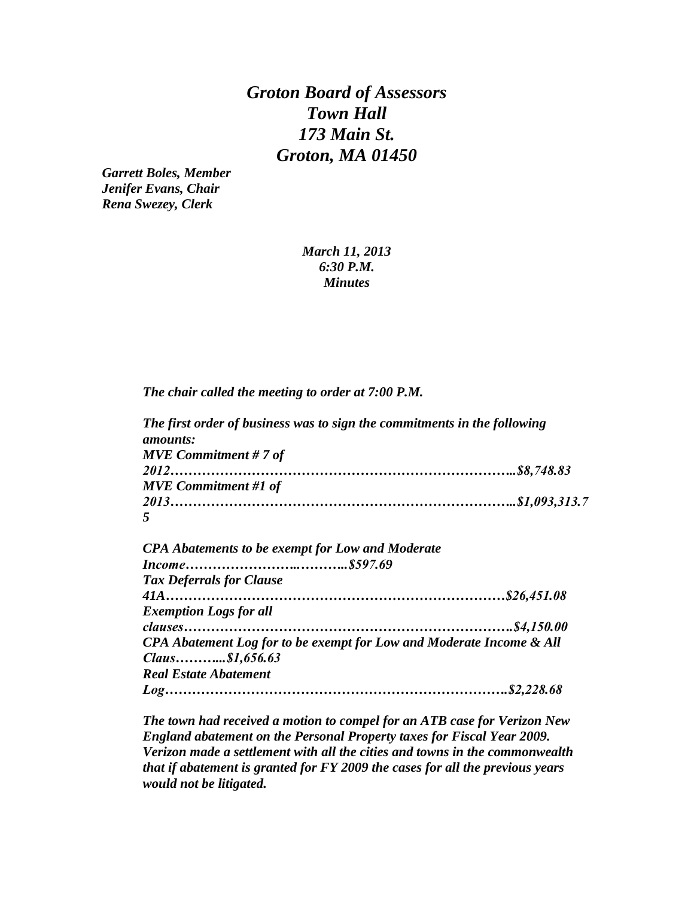# *Groton Board of Assessors*
# *Town Hall*
# *173 Main St.*
# *Groton, MA 01450*

***Garrett Boles, Member***
***Jenifer Evans, Chair***
***Rena Swezey, Clerk***

***March 11, 2013***
***6:30 P.M.***
***Minutes***

***The chair called the meeting to order at 7:00 P.M.***

***The first order of business was to sign the commitments in the following amounts:***
***MVE Commitment # 7 of 2012………………………………………………………………..$8,748.83***
***MVE Commitment #1 of 2013………………………………………………………………..$1,093,313.75***

***CPA Abatements to be exempt for Low and Moderate Income…………………..………..$597.69***
***Tax Deferrals for Clause 41A………………………………………………………………$26,451.08***
***Exemption Logs for all clauses……………………………………………………………….$4,150.00***
***CPA Abatement Log for to be exempt for Low and Moderate Income & All Claus………...$1,656.63***
***Real Estate Abatement Log……………………………………………………………….$2,228.68***

***The town had received a motion to compel for an ATB case for Verizon New England abatement on the Personal Property taxes for Fiscal Year 2009. Verizon made a settlement with all the cities and towns in the commonwealth that if abatement is granted for FY 2009 the cases for all the previous years would not be litigated.***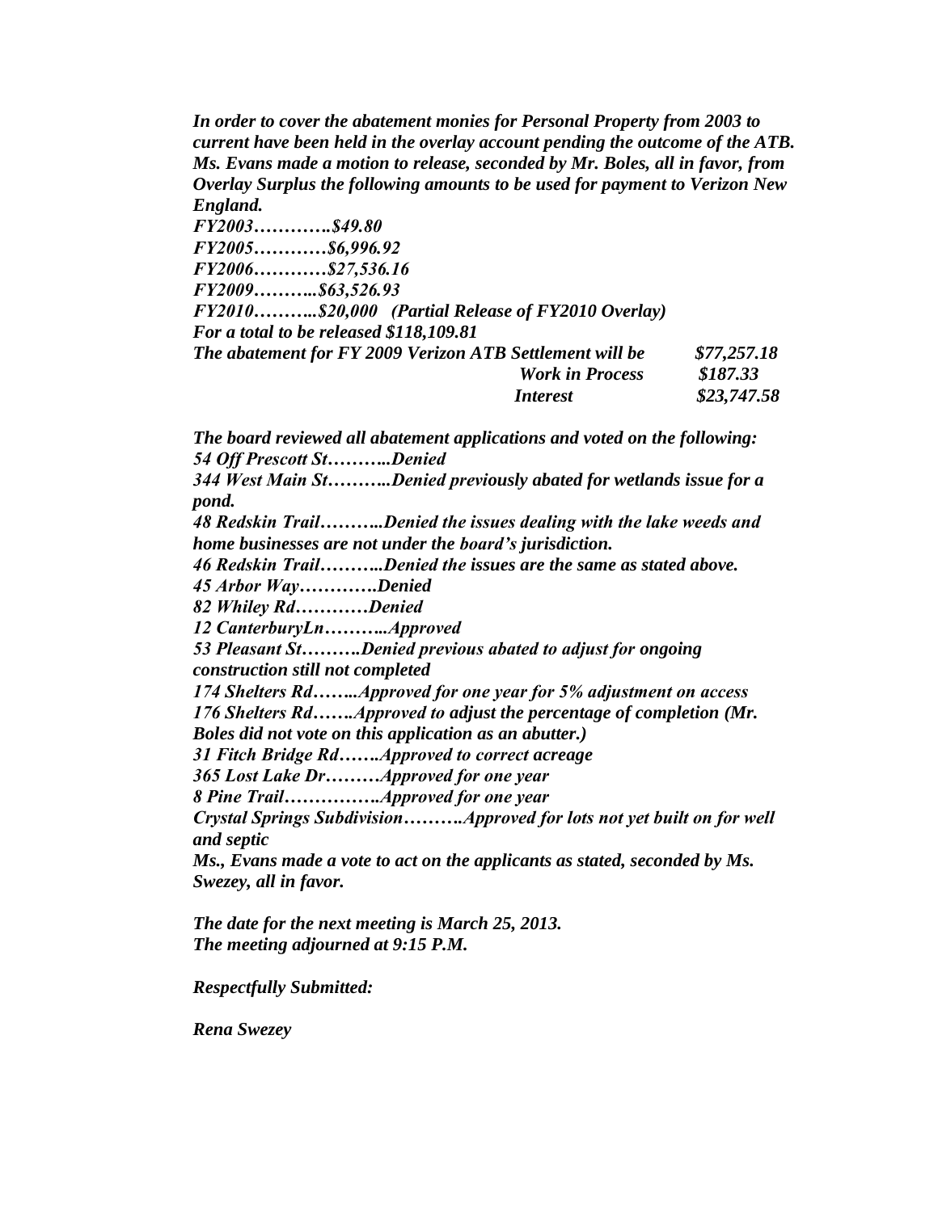*In order to cover the abatement monies for Personal Property from 2003 to current have been held in the overlay account pending the outcome of the ATB. Ms. Evans made a motion to release, seconded by Mr. Boles, all in favor, from Overlay Surplus the following amounts to be used for payment to Verizon New England.*

*FY2003………….$49.80*
*FY2005…………$6,996.92*
*FY2006…………$27,536.16*
*FY2009………..$63,526.93*
*FY2010………..$20,000 (Partial Release of FY2010 Overlay)*
*For a total to be released $118,109.81*

| | |
|---|---|
| *The abatement for FY 2009 Verizon ATB Settlement will be* | *$77,257.18* |
| *Work in Process* | *$187.33* |
| *Interest* | *$23,747.58* |

*The board reviewed all abatement applications and voted on the following:*
*54 Off Prescott St………..Denied*
*344 West Main St………..Denied previously abated for wetlands issue for a pond.*
*48 Redskin Trail………..Denied the issues dealing with the lake weeds and home businesses are not under the board's jurisdiction.*
*46 Redskin Trail………..Denied the issues are the same as stated above.*
*45 Arbor Way………….Denied*
*82 Whiley Rd…………Denied*
*12 CanterburyLn………..Approved*
*53 Pleasant St……….Denied previous abated to adjust for ongoing construction still not completed*
*174 Shelters Rd……..Approved for one year for 5% adjustment on access*
*176 Shelters Rd…….Approved to adjust the percentage of completion (Mr. Boles did not vote on this application as an abutter.)*
*31 Fitch Bridge Rd…….Approved to correct acreage*
*365 Lost Lake Dr………Approved for one year*
*8 Pine Trail…………….Approved for one year*
*Crystal Springs Subdivision……….Approved for lots not yet built on for well and septic*
*Ms., Evans made a vote to act on the applicants as stated, seconded by Ms. Swezey, all in favor.*

*The date for the next meeting is March 25, 2013.*
*The meeting adjourned at 9:15 P.M.*

*Respectfully Submitted:*

*Rena Swezey*